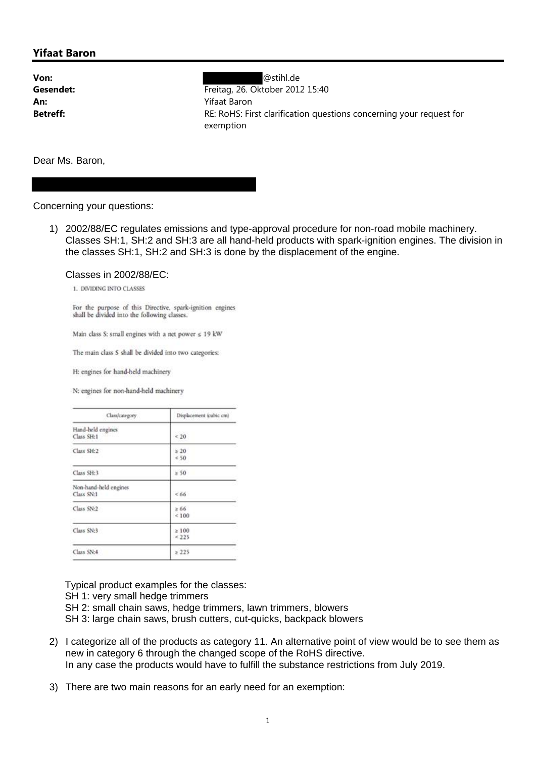## Yifaat Baron

**Von:** @stihl.de
**Gesendet:** Freitag, 26. Oktober 2012 15:40
**An:** Yifaat Baron
**Betreff:** RE: RoHS: First clarification questions concerning your request for exemption

Dear Ms. Baron,

Concerning your questions:

1) 2002/88/EC regulates emissions and type-approval procedure for non-road mobile machinery. Classes SH:1, SH:2 and SH:3 are all hand-held products with spark-ignition engines. The division in the classes SH:1, SH:2 and SH:3 is done by the displacement of the engine.

   Classes in 2002/88/EC:

   1. DIVIDING INTO CLASSES

   For the purpose of this Directive, spark-ignition engines shall be divided into the following classes.

   Main class S: small engines with a net power ≤ 19 kW

   The main class S shall be divided into two categories:

   H: engines for hand-held machinery

   N: engines for non-hand-held machinery

   | Class/category | Displacement (cubic cm) |
   |---|---|
   | Hand-held engines<br>Class SH:1 | < 20 |
   | Class SH:2 | ≥ 20<br>< 50 |
   | Class SH:3 | ≥ 50 |
   | Non-hand-held engines<br>Class SN:1 | < 66 |
   | Class SN:2 | ≥ 66<br>< 100 |
   | Class SN:3 | ≥ 100<br>< 225 |
   | Class SN:4 | ≥ 225 |

   Typical product examples for the classes:
   SH 1: very small hedge trimmers
   SH 2: small chain saws, hedge trimmers, lawn trimmers, blowers
   SH 3: large chain saws, brush cutters, cut-quicks, backpack blowers

2) I categorize all of the products as category 11. An alternative point of view would be to see them as new in category 6 through the changed scope of the RoHS directive.
   In any case the products would have to fulfill the substance restrictions from July 2019.

3) There are two main reasons for an early need for an exemption: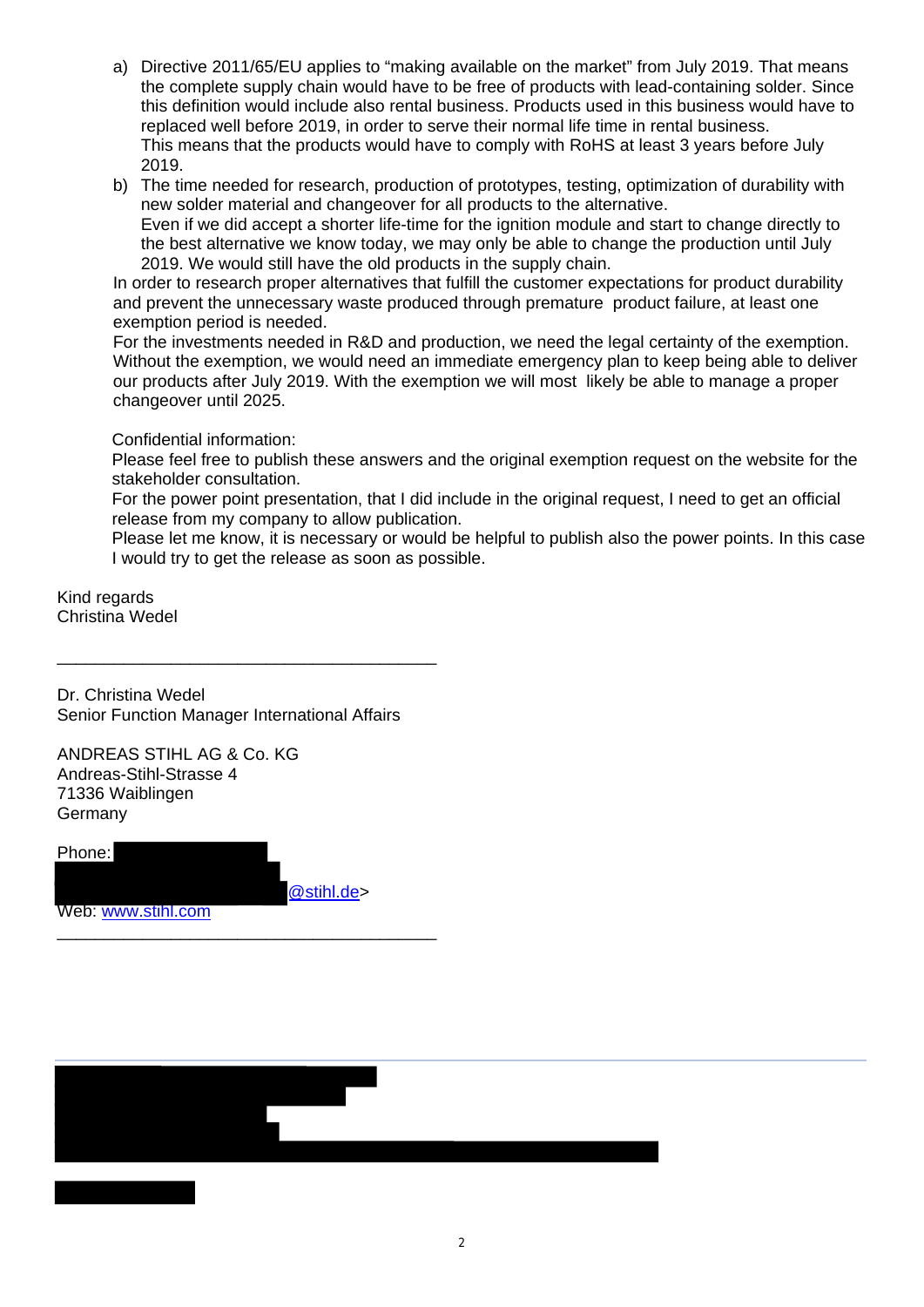a) Directive 2011/65/EU applies to "making available on the market" from July 2019. That means the complete supply chain would have to be free of products with lead-containing solder. Since this definition would include also rental business. Products used in this business would have to replaced well before 2019, in order to serve their normal life time in rental business.
   This means that the products would have to comply with RoHS at least 3 years before July 2019.

b) The time needed for research, production of prototypes, testing, optimization of durability with new solder material and changeover for all products to the alternative.
   Even if we did accept a shorter life-time for the ignition module and start to change directly to the best alternative we know today, we may only be able to change the production until July 2019. We would still have the old products in the supply chain.

In order to research proper alternatives that fulfill the customer expectations for product durability and prevent the unnecessary waste produced through premature product failure, at least one exemption period is needed.
For the investments needed in R&D and production, we need the legal certainty of the exemption. Without the exemption, we would need an immediate emergency plan to keep being able to deliver our products after July 2019. With the exemption we will most likely be able to manage a proper changeover until 2025.

Confidential information:
Please feel free to publish these answers and the original exemption request on the website for the stakeholder consultation.
For the power point presentation, that I did include in the original request, I need to get an official release from my company to allow publication.
Please let me know, it is necessary or would be helpful to publish also the power points. In this case I would try to get the release as soon as possible.

Kind regards
Christina Wedel

________________________________________

Dr. Christina Wedel
Senior Function Manager International Affairs

ANDREAS STIHL AG & Co. KG
Andreas-Stihl-Strasse 4
71336 Waiblingen
Germany

Phone:
@stihl.de>
Web: www.stihl.com
________________________________________